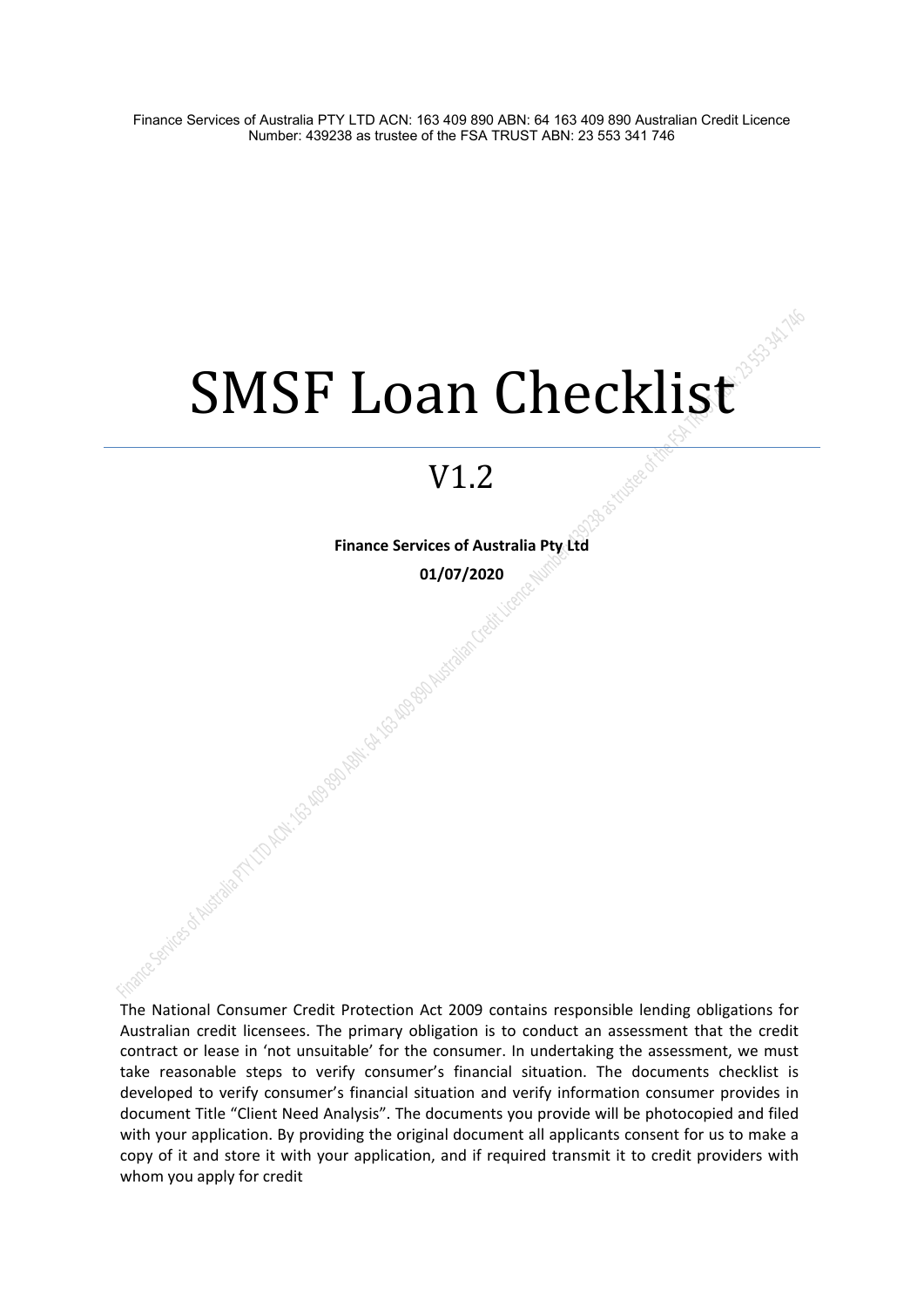Finance Services of Australia PTY LTD ACN: 163 409 890 ABN: 64 163 409 890 Australian Credit Licence Number: 439238 as trustee of the FSA TRUST ABN: 23 553 341 746

# SMSF Loan Checklist

## V1.2

**Finance Services of Australia Pty Ltd**

**01/07/2020**

The National Consumer Credit Protection Act 2009 contains responsible lending obligations for Australian credit licensees. The primary obligation is to conduct an assessment that the credit contract or lease in 'not unsuitable' for the consumer. In undertaking the assessment, we must take reasonable steps to verify consumer's financial situation. The documents checklist is developed to verify consumer's financial situation and verify information consumer provides in document Title "Client Need Analysis". The documents you provide will be photocopied and filed with your application. By providing the original document all applicants consent for us to make a copy of it and store it with your application, and if required transmit it to credit providers with whom you apply for credit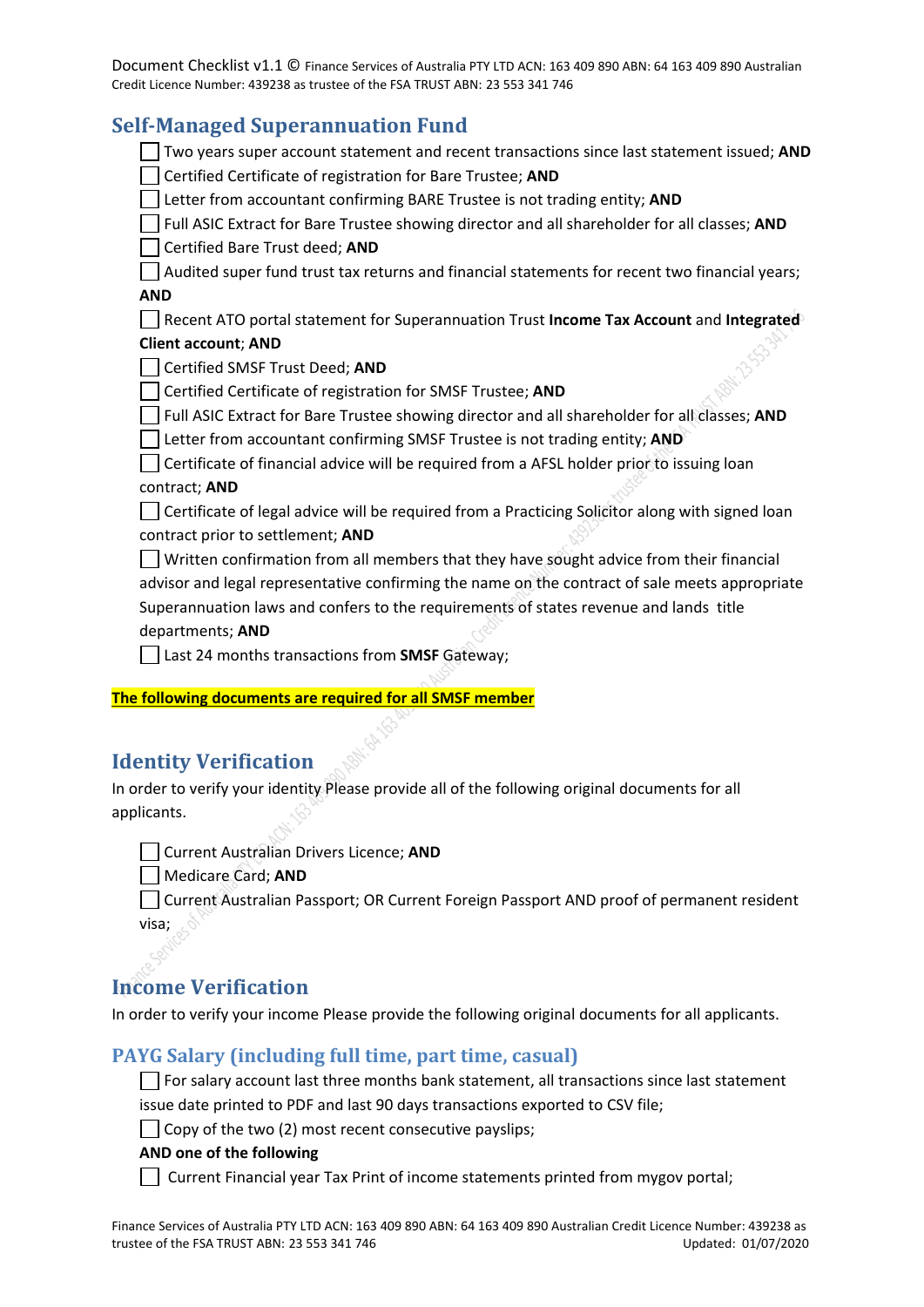## Self-Managed Superannuation Fund

- [ ] Two years super account statement and recent transactions since last statement issued; **AND**
- [ ] Certified Certificate of registration for Bare Trustee; **AND**
- [ ] Letter from accountant confirming BARE Trustee is not trading entity; **AND**
- [ ] Full ASIC Extract for Bare Trustee showing director and all shareholder for all classes; **AND**
- [ ] Certified Bare Trust deed; **AND**
- [ ] Audited super fund trust tax returns and financial statements for recent two financial years; **AND**
- [ ] Recent ATO portal statement for Superannuation Trust **Income Tax Account** and **Integrated Client account**; **AND**
- [ ] Certified SMSF Trust Deed; **AND**
- [ ] Certified Certificate of registration for SMSF Trustee; **AND**
- [ ] Full ASIC Extract for Bare Trustee showing director and all shareholder for all classes; **AND**
- [ ] Letter from accountant confirming SMSF Trustee is not trading entity; **AND**
- [ ] Certificate of financial advice will be required from a AFSL holder prior to issuing loan contract; **AND**
- [ ] Certificate of legal advice will be required from a Practicing Solicitor along with signed loan contract prior to settlement; **AND**
- [ ] Written confirmation from all members that they have sought advice from their financial advisor and legal representative confirming the name on the contract of sale meets appropriate Superannuation laws and confers to the requirements of states revenue and lands title departments; **AND**
- [ ] Last 24 months transactions from **SMSF** Gateway;

**The following documents are required for all SMSF member**

## Identity Verification

In order to verify your identity Please provide all of the following original documents for all applicants.

- [ ] Current Australian Drivers Licence; **AND**
- [ ] Medicare Card; **AND**
- [ ] Current Australian Passport; OR Current Foreign Passport AND proof of permanent resident visa;

## Income Verification

In order to verify your income Please provide the following original documents for all applicants.

### PAYG Salary (including full time, part time, casual)

- [ ] For salary account last three months bank statement, all transactions since last statement issue date printed to PDF and last 90 days transactions exported to CSV file;
- [ ] Copy of the two (2) most recent consecutive payslips;

**AND one of the following**

- [ ] Current Financial year Tax Print of income statements printed from mygov portal;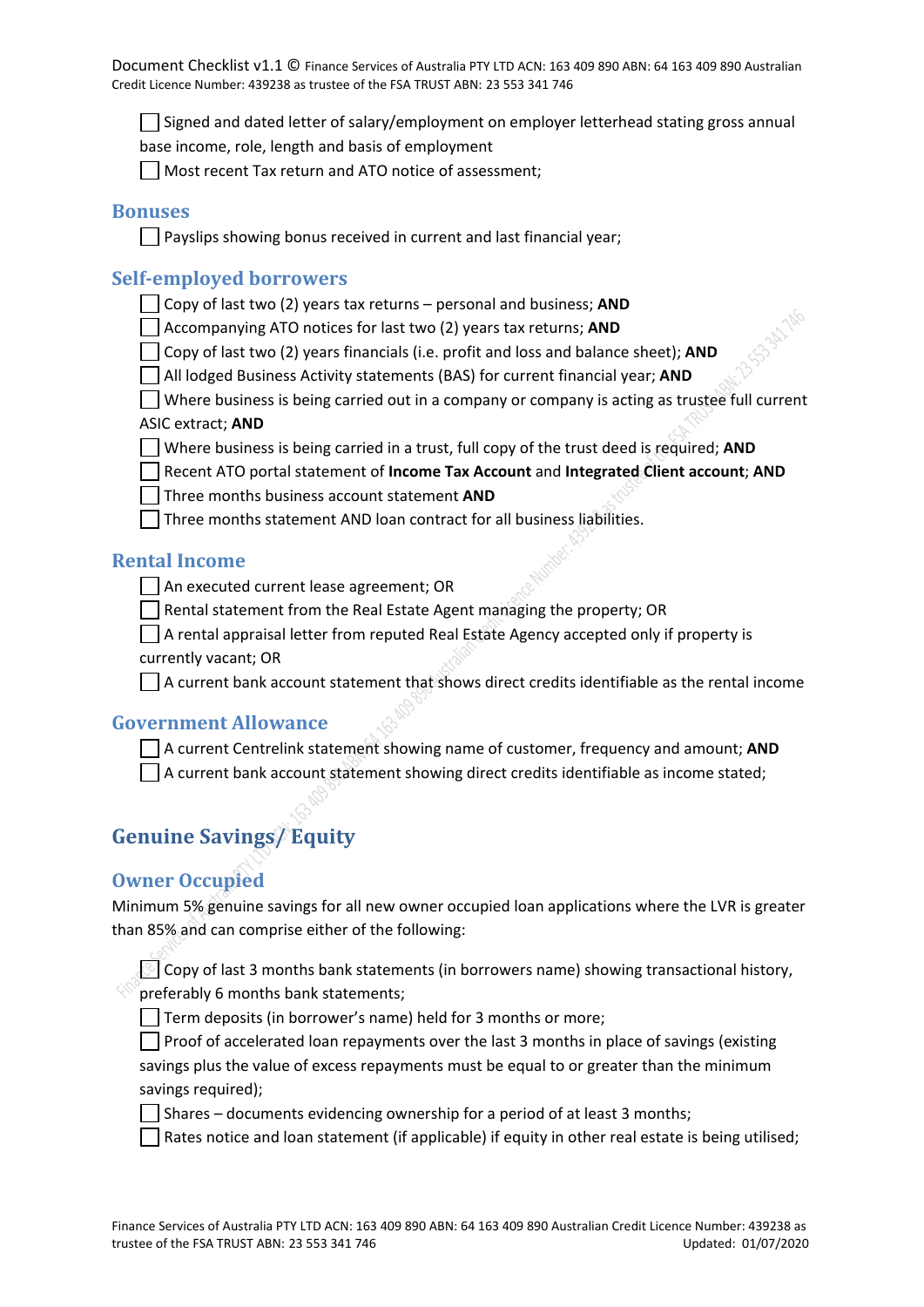- [ ] Signed and dated letter of salary/employment on employer letterhead stating gross annual base income, role, length and basis of employment
- [ ] Most recent Tax return and ATO notice of assessment;

## Bonuses

- [ ] Payslips showing bonus received in current and last financial year;

## Self-employed borrowers

- [ ] Copy of last two (2) years tax returns – personal and business; **AND**
- [ ] Accompanying ATO notices for last two (2) years tax returns; **AND**
- [ ] Copy of last two (2) years financials (i.e. profit and loss and balance sheet); **AND**
- [ ] All lodged Business Activity statements (BAS) for current financial year; **AND**
- [ ] Where business is being carried out in a company or company is acting as trustee full current ASIC extract; **AND**
- [ ] Where business is being carried in a trust, full copy of the trust deed is required; **AND**
- [ ] Recent ATO portal statement of **Income Tax Account** and **Integrated Client account**; **AND**
- [ ] Three months business account statement **AND**
- [ ] Three months statement AND loan contract for all business liabilities.

## Rental Income

- [ ] An executed current lease agreement; OR
- [ ] Rental statement from the Real Estate Agent managing the property; OR
- [ ] A rental appraisal letter from reputed Real Estate Agency accepted only if property is currently vacant; OR
- [ ] A current bank account statement that shows direct credits identifiable as the rental income

## Government Allowance

- [ ] A current Centrelink statement showing name of customer, frequency and amount; **AND**
- [ ] A current bank account statement showing direct credits identifiable as income stated;

# Genuine Savings/ Equity

## Owner Occupied

Minimum 5% genuine savings for all new owner occupied loan applications where the LVR is greater than 85% and can comprise either of the following:

- [ ] Copy of last 3 months bank statements (in borrowers name) showing transactional history, preferably 6 months bank statements;
- [ ] Term deposits (in borrower's name) held for 3 months or more;
- [ ] Proof of accelerated loan repayments over the last 3 months in place of savings (existing savings plus the value of excess repayments must be equal to or greater than the minimum savings required);
- [ ] Shares – documents evidencing ownership for a period of at least 3 months;
- [ ] Rates notice and loan statement (if applicable) if equity in other real estate is being utilised;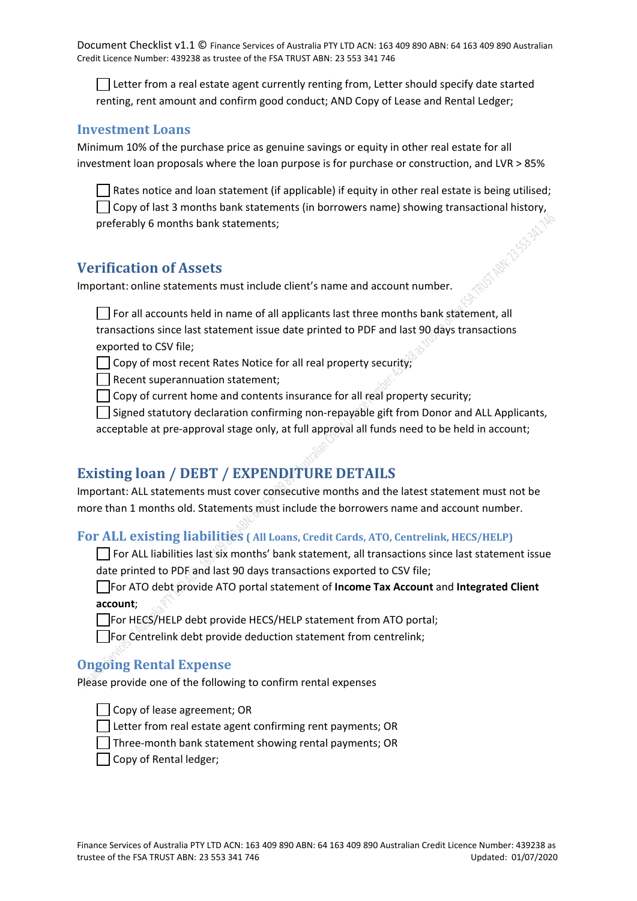- [ ] Letter from a real estate agent currently renting from, Letter should specify date started renting, rent amount and confirm good conduct; AND Copy of Lease and Rental Ledger;

## Investment Loans

Minimum 10% of the purchase price as genuine savings or equity in other real estate for all investment loan proposals where the loan purpose is for purchase or construction, and LVR > 85%

- [ ] Rates notice and loan statement (if applicable) if equity in other real estate is being utilised;
- [ ] Copy of last 3 months bank statements (in borrowers name) showing transactional history, preferably 6 months bank statements;

## Verification of Assets

Important: online statements must include client's name and account number.

- [ ] For all accounts held in name of all applicants last three months bank statement, all transactions since last statement issue date printed to PDF and last 90 days transactions exported to CSV file;
- [ ] Copy of most recent Rates Notice for all real property security;
- [ ] Recent superannuation statement;
- [ ] Copy of current home and contents insurance for all real property security;
- [ ] Signed statutory declaration confirming non-repayable gift from Donor and ALL Applicants, acceptable at pre-approval stage only, at full approval all funds need to be held in account;

## Existing loan / DEBT / EXPENDITURE DETAILS

Important: ALL statements must cover consecutive months and the latest statement must not be more than 1 months old. Statements must include the borrowers name and account number.

### For ALL existing liabilities ( All Loans, Credit Cards, ATO, Centrelink, HECS/HELP)

- [ ] For ALL liabilities last six months' bank statement, all transactions since last statement issue date printed to PDF and last 90 days transactions exported to CSV file;
- [ ] For ATO debt provide ATO portal statement of **Income Tax Account** and **Integrated Client account**;
- [ ] For HECS/HELP debt provide HECS/HELP statement from ATO portal;
- [ ] For Centrelink debt provide deduction statement from centrelink;

### Ongoing Rental Expense

Please provide one of the following to confirm rental expenses

- [ ] Copy of lease agreement; OR
- [ ] Letter from real estate agent confirming rent payments; OR
- [ ] Three-month bank statement showing rental payments; OR
- [ ] Copy of Rental ledger;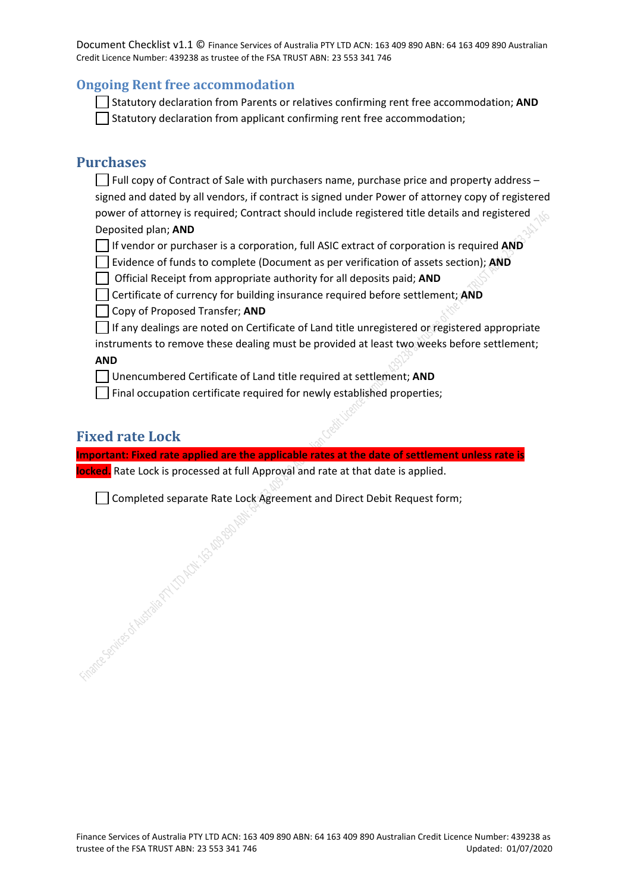## Ongoing Rent free accommodation

- ☐ Statutory declaration from Parents or relatives confirming rent free accommodation; **AND**
- ☐ Statutory declaration from applicant confirming rent free accommodation;

## Purchases

- ☐ Full copy of Contract of Sale with purchasers name, purchase price and property address – signed and dated by all vendors, if contract is signed under Power of attorney copy of registered power of attorney is required; Contract should include registered title details and registered Deposited plan; **AND**
- ☐ If vendor or purchaser is a corporation, full ASIC extract of corporation is required **AND**
- ☐ Evidence of funds to complete (Document as per verification of assets section); **AND**
- ☐ Official Receipt from appropriate authority for all deposits paid; **AND**
- ☐ Certificate of currency for building insurance required before settlement; **AND**
- ☐ Copy of Proposed Transfer; **AND**
- ☐ If any dealings are noted on Certificate of Land title unregistered or registered appropriate instruments to remove these dealing must be provided at least two weeks before settlement; **AND**
- ☐ Unencumbered Certificate of Land title required at settlement; **AND**
- ☐ Final occupation certificate required for newly established properties;

## Fixed rate Lock

**Important: Fixed rate applied are the applicable rates at the date of settlement unless rate is locked.** Rate Lock is processed at full Approval and rate at that date is applied.

- ☐ Completed separate Rate Lock Agreement and Direct Debit Request form;